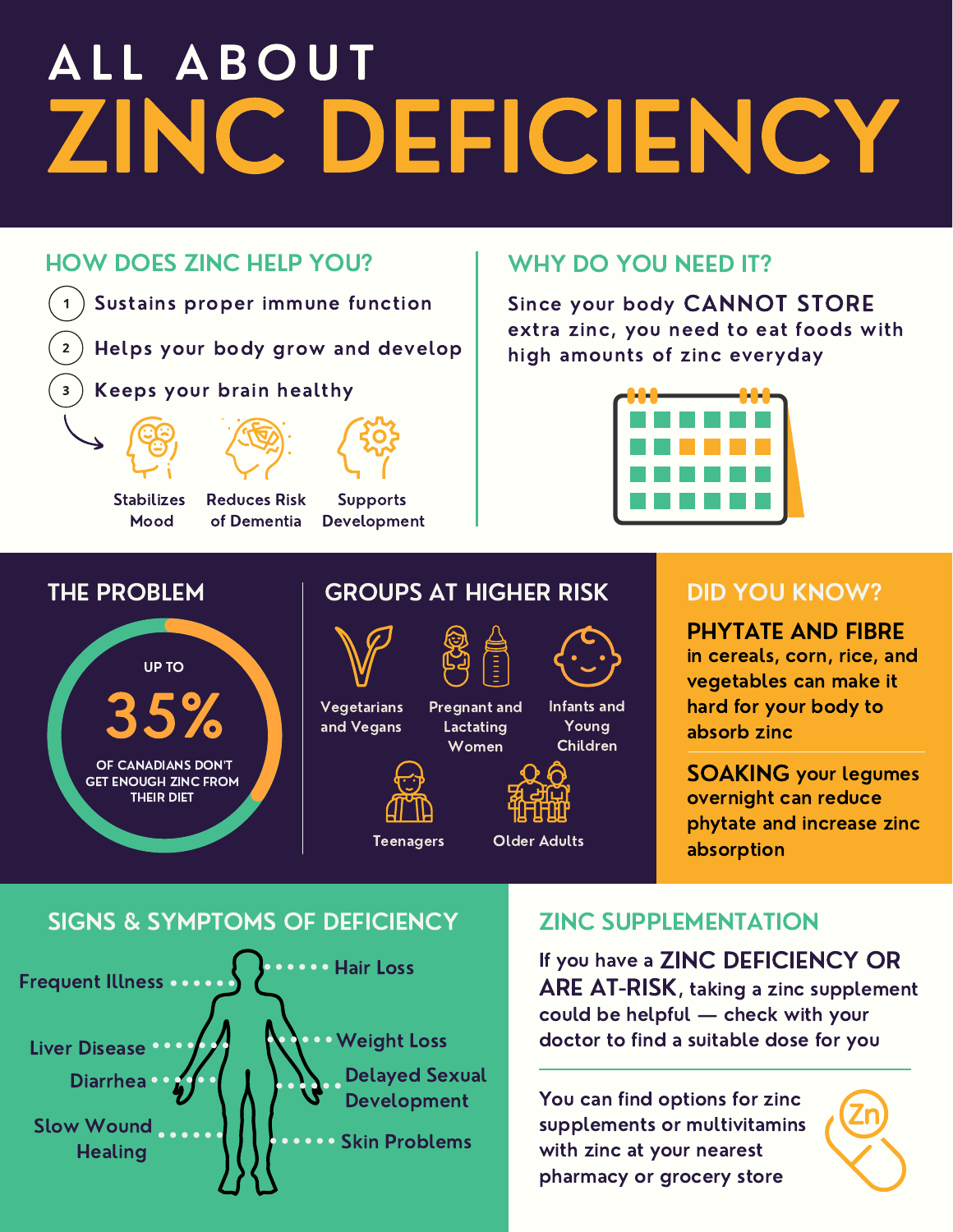# ALL ABOUT ZINC DEFICIENCY

## HOW DOES ZINC HELP YOU?

1. Sustains proper immune function
2. Helps your body grow and develop
3. Keeps your brain healthy

- Stabilizes Mood
- Reduces Risk of Dementia
- Supports Development

## WHY DO YOU NEED IT?

Since your body **CANNOT STORE** extra zinc, you need to eat foods with high amounts of zinc everyday

## THE PROBLEM

UP TO **35%** OF CANADIANS DON'T GET ENOUGH ZINC FROM THEIR DIET

## GROUPS AT HIGHER RISK

- Vegetarians and Vegans
- Pregnant and Lactating Women
- Infants and Young Children
- Teenagers
- Older Adults

## DID YOU KNOW?

**PHYTATE AND FIBRE** in cereals, corn, rice, and vegetables can make it hard for your body to absorb zinc

**SOAKING** your legumes overnight can reduce phytate and increase zinc absorption

## SIGNS & SYMPTOMS OF DEFICIENCY

- Frequent Illness
- Hair Loss
- Liver Disease
- Weight Loss
- Diarrhea
- Delayed Sexual Development
- Slow Wound Healing
- Skin Problems

## ZINC SUPPLEMENTATION

If you have a **ZINC DEFICIENCY OR ARE AT-RISK**, taking a zinc supplement could be helpful — check with your doctor to find a suitable dose for you

You can find options for zinc supplements or multivitamins with zinc at your nearest pharmacy or grocery store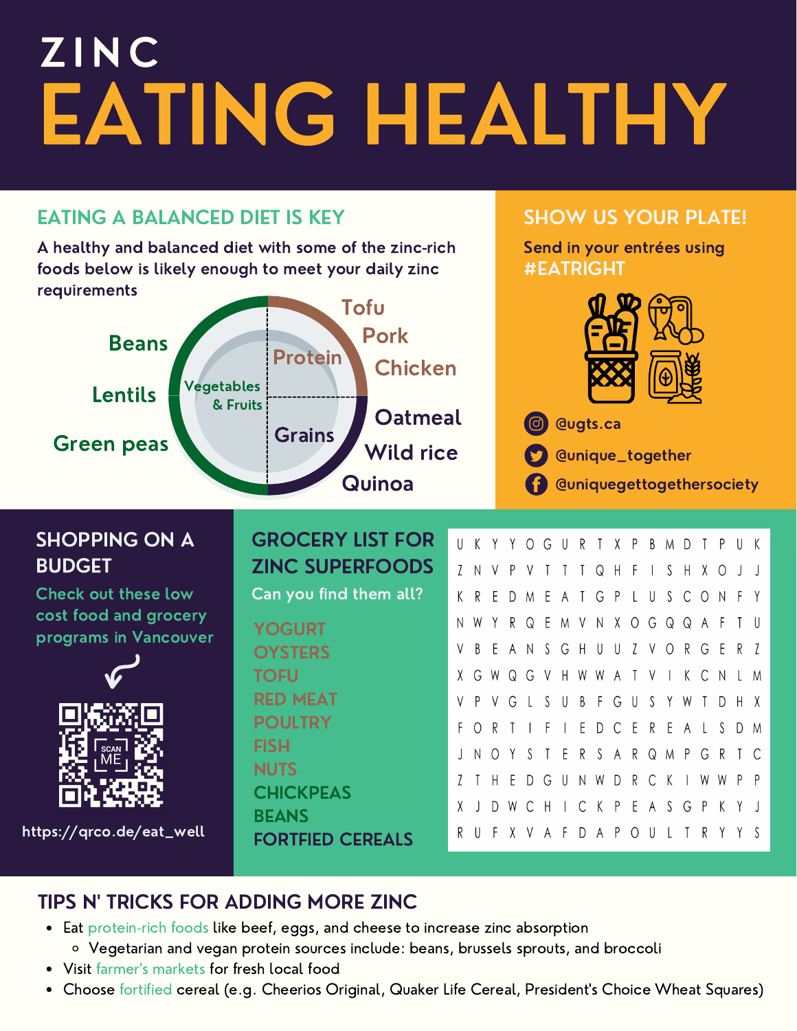ZINC

# EATING HEALTHY

## EATING A BALANCED DIET IS KEY

A healthy and balanced diet with some of the zinc-rich foods below is likely enough to meet your daily zinc requirements

Beans
Lentils
Green peas
Vegetables & Fruits
Protein
Tofu
Pork
Chicken
Grains
Oatmeal
Wild rice
Quinoa

## SHOW US YOUR PLATE!

Send in your entrées using #EATRIGHT

@ugts.ca

@unique_together

@uniquegettogethersociety

## SHOPPING ON A BUDGET

Check out these low cost food and grocery programs in Vancouver

SCAN ME

https://qrco.de/eat_well

## GROCERY LIST FOR ZINC SUPERFOODS

Can you find them all?

- YOGURT
- OYSTERS
- TOFU
- RED MEAT
- POULTRY
- FISH
- NUTS
- CHICKPEAS
- BEANS
- FORTFIED CEREALS

```
U K Y Y O G U R T X P B M D T P U K
Z N V P V T T T Q H F I S H X O J J
K R E D M E A T G P L U S C O N F Y
N W Y R Q E M V N X O G Q Q A F T U
V B E A N S G H U U Z V O R G E R Z
X G W Q G V H W W A T V I K C N L M
V P V G L S U B F G U S Y W T D H X
F O R T I F I E D C E R E A L S D M
J N O Y S T E R S A R Q M P G R T C
Z T H E D G U N W D R C K I W W P P
X J D W C H I C K P E A S G P K Y J
R U F X V A F D A P O U L T R Y Y S
```

## TIPS N' TRICKS FOR ADDING MORE ZINC

- Eat protein-rich foods like beef, eggs, and cheese to increase zinc absorption
  - Vegetarian and vegan protein sources include: beans, brussels sprouts, and broccoli
- Visit farmer's markets for fresh local food
- Choose fortified cereal (e.g. Cheerios Original, Quaker Life Cereal, President's Choice Wheat Squares)